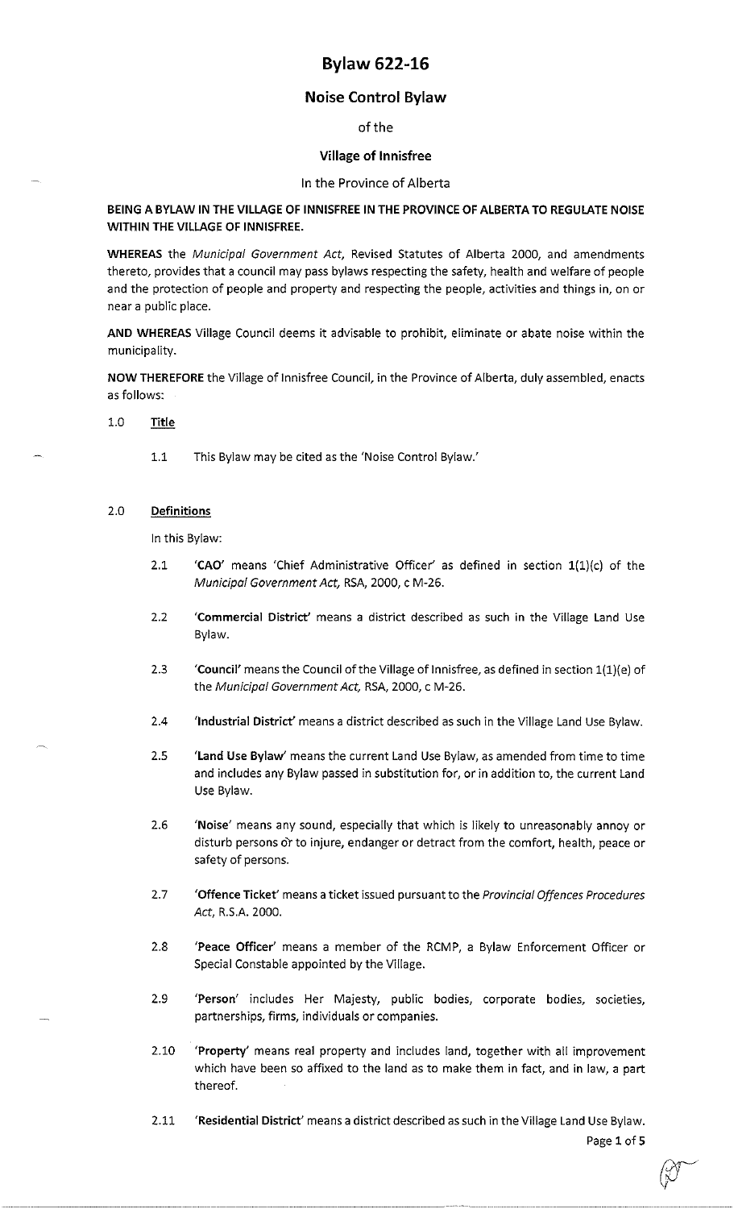# Bylaw 622-16

## Noise Control Bylaw

of the

**Village of Innisfree**

In the Province of Alberta

**BEING A BYLAW IN THE VILLAGE OF INNISFREE IN THE PROVINCE OF ALBERTA TO REGULATE NOISE WITHIN THE VILLAGE OF INNISFREE.**

**WHEREAS** the *Municipal Government Act*, Revised Statutes of Alberta 2000, and amendments thereto, provides that a council may pass bylaws respecting the safety, health and welfare of people and the protection of people and property and respecting the people, activities and things in, on or near a public place.

**AND WHEREAS** Village Council deems it advisable to prohibit, eliminate or abate noise within the municipality.

**NOW THEREFORE** the Village of Innisfree Council, in the Province of Alberta, duly assembled, enacts as follows:

1.0 **Title**

1.1 This Bylaw may be cited as the 'Noise Control Bylaw.'

2.0 **Definitions**

In this Bylaw:

2.1 **'CAO'** means 'Chief Administrative Officer' as defined in section 1(1)(c) of the *Municipal Government Act*, RSA, 2000, c M-26.

2.2 **'Commercial District'** means a district described as such in the Village Land Use Bylaw.

2.3 **'Council'** means the Council of the Village of Innisfree, as defined in section 1(1)(e) of the *Municipal Government Act*, RSA, 2000, c M-26.

2.4 **'Industrial District'** means a district described as such in the Village Land Use Bylaw.

2.5 **'Land Use Bylaw'** means the current Land Use Bylaw, as amended from time to time and includes any Bylaw passed in substitution for, or in addition to, the current Land Use Bylaw.

2.6 **'Noise'** means any sound, especially that which is likely to unreasonably annoy or disturb persons or to injure, endanger or detract from the comfort, health, peace or safety of persons.

2.7 **'Offence Ticket'** means a ticket issued pursuant to the *Provincial Offences Procedures Act*, R.S.A. 2000.

2.8 **'Peace Officer'** means a member of the RCMP, a Bylaw Enforcement Officer or Special Constable appointed by the Village.

2.9 **'Person'** includes Her Majesty, public bodies, corporate bodies, societies, partnerships, firms, individuals or companies.

2.10 **'Property'** means real property and includes land, together with all improvement which have been so affixed to the land as to make them in fact, and in law, a part thereof.

2.11 **'Residential District'** means a district described as such in the Village Land Use Bylaw.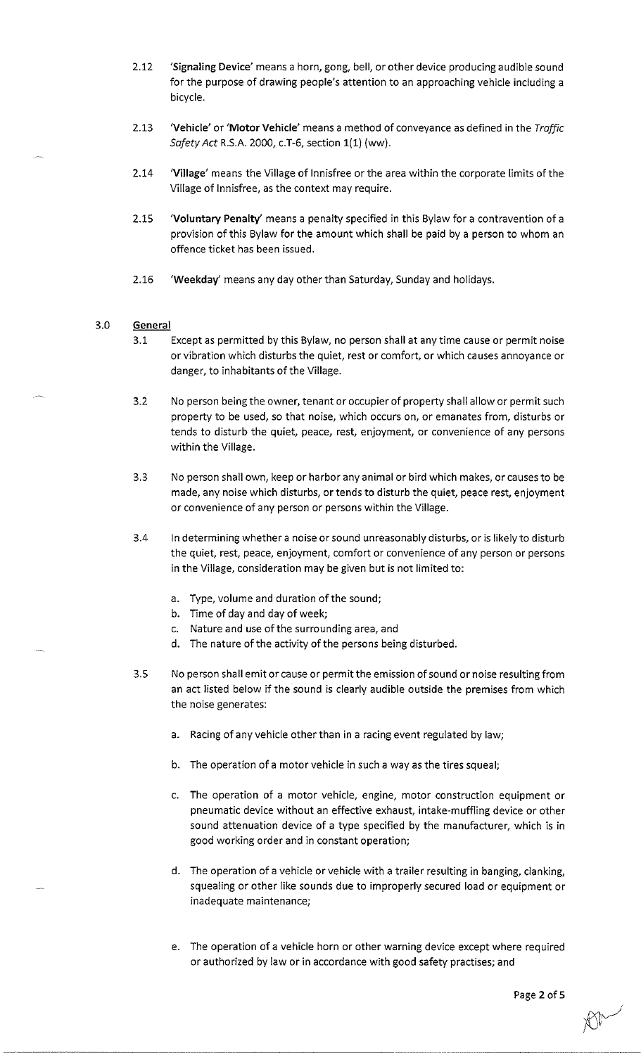2.12 **'Signaling Device'** means a horn, gong, bell, or other device producing audible sound for the purpose of drawing people's attention to an approaching vehicle including a bicycle.

2.13 **'Vehicle'** or **'Motor Vehicle'** means a method of conveyance as defined in the *Traffic Safety Act* R.S.A. 2000, c.T-6, section 1(1) (ww).

2.14 **'Village'** means the Village of Innisfree or the area within the corporate limits of the Village of Innisfree, as the context may require.

2.15 **'Voluntary Penalty'** means a penalty specified in this Bylaw for a contravention of a provision of this Bylaw for the amount which shall be paid by a person to whom an offence ticket has been issued.

2.16 **'Weekday'** means any day other than Saturday, Sunday and holidays.

## 3.0 General

3.1 Except as permitted by this Bylaw, no person shall at any time cause or permit noise or vibration which disturbs the quiet, rest or comfort, or which causes annoyance or danger, to inhabitants of the Village.

3.2 No person being the owner, tenant or occupier of property shall allow or permit such property to be used, so that noise, which occurs on, or emanates from, disturbs or tends to disturb the quiet, peace, rest, enjoyment, or convenience of any persons within the Village.

3.3 No person shall own, keep or harbor any animal or bird which makes, or causes to be made, any noise which disturbs, or tends to disturb the quiet, peace rest, enjoyment or convenience of any person or persons within the Village.

3.4 In determining whether a noise or sound unreasonably disturbs, or is likely to disturb the quiet, rest, peace, enjoyment, comfort or convenience of any person or persons in the Village, consideration may be given but is not limited to:

a. Type, volume and duration of the sound;
b. Time of day and day of week;
c. Nature and use of the surrounding area, and
d. The nature of the activity of the persons being disturbed.

3.5 No person shall emit or cause or permit the emission of sound or noise resulting from an act listed below if the sound is clearly audible outside the premises from which the noise generates:

a. Racing of any vehicle other than in a racing event regulated by law;

b. The operation of a motor vehicle in such a way as the tires squeal;

c. The operation of a motor vehicle, engine, motor construction equipment or pneumatic device without an effective exhaust, intake-muffling device or other sound attenuation device of a type specified by the manufacturer, which is in good working order and in constant operation;

d. The operation of a vehicle or vehicle with a trailer resulting in banging, clanking, squealing or other like sounds due to improperly secured load or equipment or inadequate maintenance;

e. The operation of a vehicle horn or other warning device except where required or authorized by law or in accordance with good safety practises; and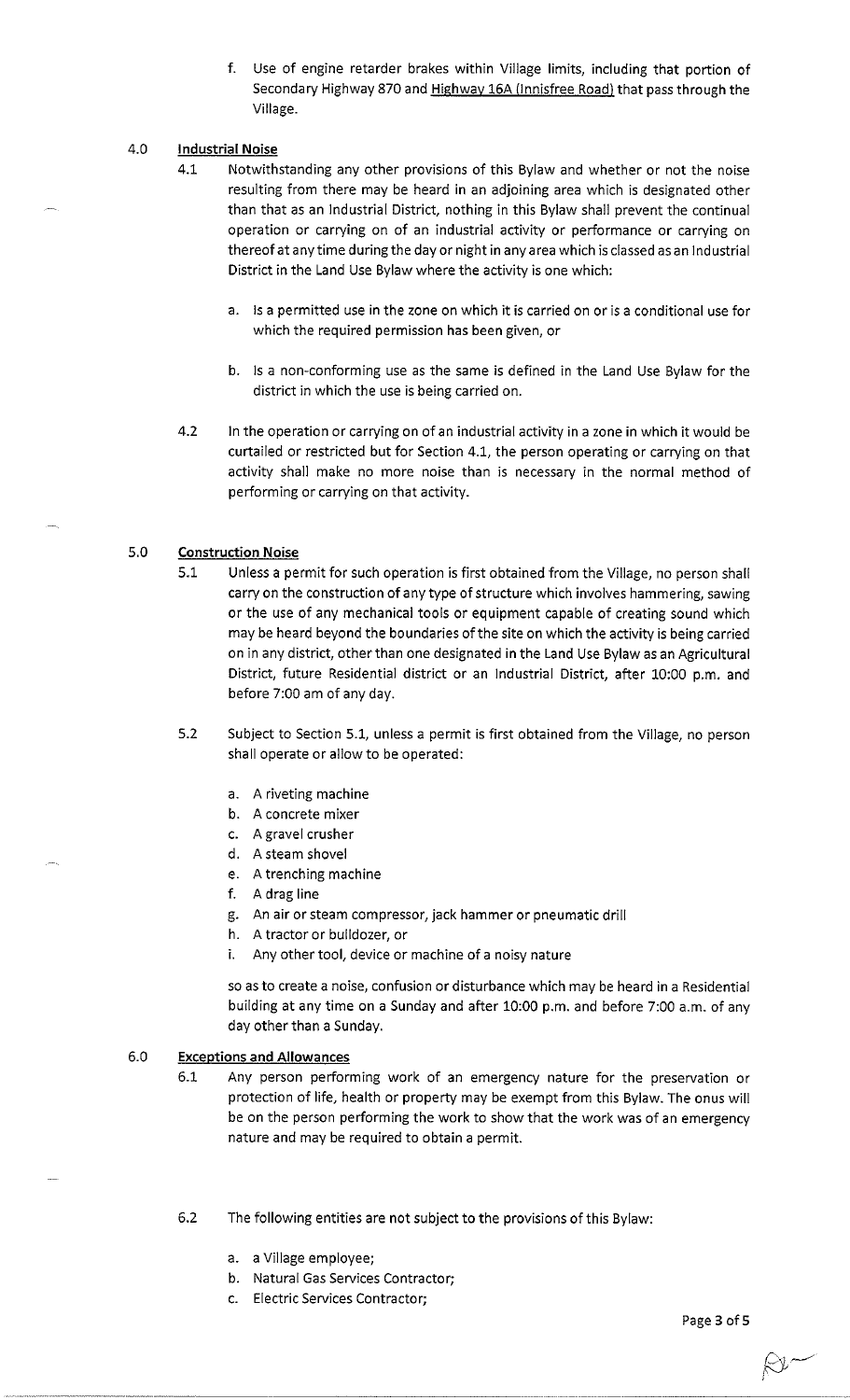f. Use of engine retarder brakes within Village limits, including that portion of Secondary Highway 870 and Highway 16A (Innisfree Road) that pass through the Village.

## 4.0 Industrial Noise

4.1 Notwithstanding any other provisions of this Bylaw and whether or not the noise resulting from there may be heard in an adjoining area which is designated other than that as an Industrial District, nothing in this Bylaw shall prevent the continual operation or carrying on of an industrial activity or performance or carrying on thereof at any time during the day or night in any area which is classed as an Industrial District in the Land Use Bylaw where the activity is one which:

a. Is a permitted use in the zone on which it is carried on or is a conditional use for which the required permission has been given, or

b. Is a non-conforming use as the same is defined in the Land Use Bylaw for the district in which the use is being carried on.

4.2 In the operation or carrying on of an industrial activity in a zone in which it would be curtailed or restricted but for Section 4.1, the person operating or carrying on that activity shall make no more noise than is necessary in the normal method of performing or carrying on that activity.

## 5.0 Construction Noise

5.1 Unless a permit for such operation is first obtained from the Village, no person shall carry on the construction of any type of structure which involves hammering, sawing or the use of any mechanical tools or equipment capable of creating sound which may be heard beyond the boundaries of the site on which the activity is being carried on in any district, other than one designated in the Land Use Bylaw as an Agricultural District, future Residential district or an Industrial District, after 10:00 p.m. and before 7:00 am of any day.

5.2 Subject to Section 5.1, unless a permit is first obtained from the Village, no person shall operate or allow to be operated:

a. A riveting machine
b. A concrete mixer
c. A gravel crusher
d. A steam shovel
e. A trenching machine
f. A drag line
g. An air or steam compressor, jack hammer or pneumatic drill
h. A tractor or bulldozer, or
i. Any other tool, device or machine of a noisy nature

so as to create a noise, confusion or disturbance which may be heard in a Residential building at any time on a Sunday and after 10:00 p.m. and before 7:00 a.m. of any day other than a Sunday.

## 6.0 Exceptions and Allowances

6.1 Any person performing work of an emergency nature for the preservation or protection of life, health or property may be exempt from this Bylaw. The onus will be on the person performing the work to show that the work was of an emergency nature and may be required to obtain a permit.

6.2 The following entities are not subject to the provisions of this Bylaw:

a. a Village employee;
b. Natural Gas Services Contractor;
c. Electric Services Contractor;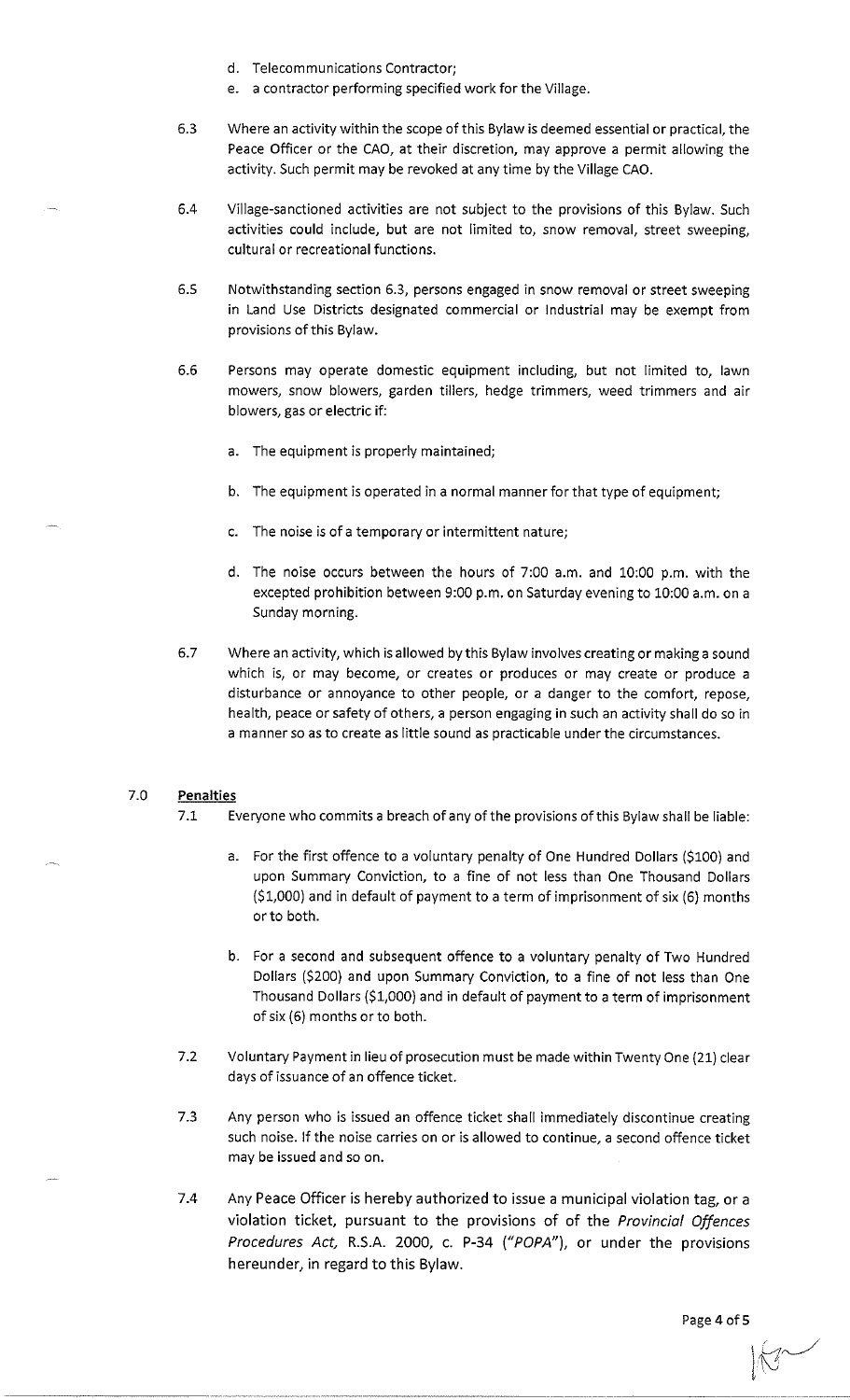d. Telecommunications Contractor;

e. a contractor performing specified work for the Village.

6.3 Where an activity within the scope of this Bylaw is deemed essential or practical, the Peace Officer or the CAO, at their discretion, may approve a permit allowing the activity. Such permit may be revoked at any time by the Village CAO.

6.4 Village-sanctioned activities are not subject to the provisions of this Bylaw. Such activities could include, but are not limited to, snow removal, street sweeping, cultural or recreational functions.

6.5 Notwithstanding section 6.3, persons engaged in snow removal or street sweeping in Land Use Districts designated commercial or Industrial may be exempt from provisions of this Bylaw.

6.6 Persons may operate domestic equipment including, but not limited to, lawn mowers, snow blowers, garden tillers, hedge trimmers, weed trimmers and air blowers, gas or electric if:

a. The equipment is properly maintained;

b. The equipment is operated in a normal manner for that type of equipment;

c. The noise is of a temporary or intermittent nature;

d. The noise occurs between the hours of 7:00 a.m. and 10:00 p.m. with the excepted prohibition between 9:00 p.m. on Saturday evening to 10:00 a.m. on a Sunday morning.

6.7 Where an activity, which is allowed by this Bylaw involves creating or making a sound which is, or may become, or creates or produces or may create or produce a disturbance or annoyance to other people, or a danger to the comfort, repose, health, peace or safety of others, a person engaging in such an activity shall do so in a manner so as to create as little sound as practicable under the circumstances.

## 7.0 Penalties

7.1 Everyone who commits a breach of any of the provisions of this Bylaw shall be liable:

a. For the first offence to a voluntary penalty of One Hundred Dollars ($100) and upon Summary Conviction, to a fine of not less than One Thousand Dollars ($1,000) and in default of payment to a term of imprisonment of six (6) months or to both.

b. For a second and subsequent offence to a voluntary penalty of Two Hundred Dollars ($200) and upon Summary Conviction, to a fine of not less than One Thousand Dollars ($1,000) and in default of payment to a term of imprisonment of six (6) months or to both.

7.2 Voluntary Payment in lieu of prosecution must be made within Twenty One (21) clear days of issuance of an offence ticket.

7.3 Any person who is issued an offence ticket shall immediately discontinue creating such noise. If the noise carries on or is allowed to continue, a second offence ticket may be issued and so on.

7.4 Any Peace Officer is hereby authorized to issue a municipal violation tag, or a violation ticket, pursuant to the provisions of of the *Provincial Offences Procedures Act,* R.S.A. 2000, c. P-34 (*"POPA"*), or under the provisions hereunder, in regard to this Bylaw.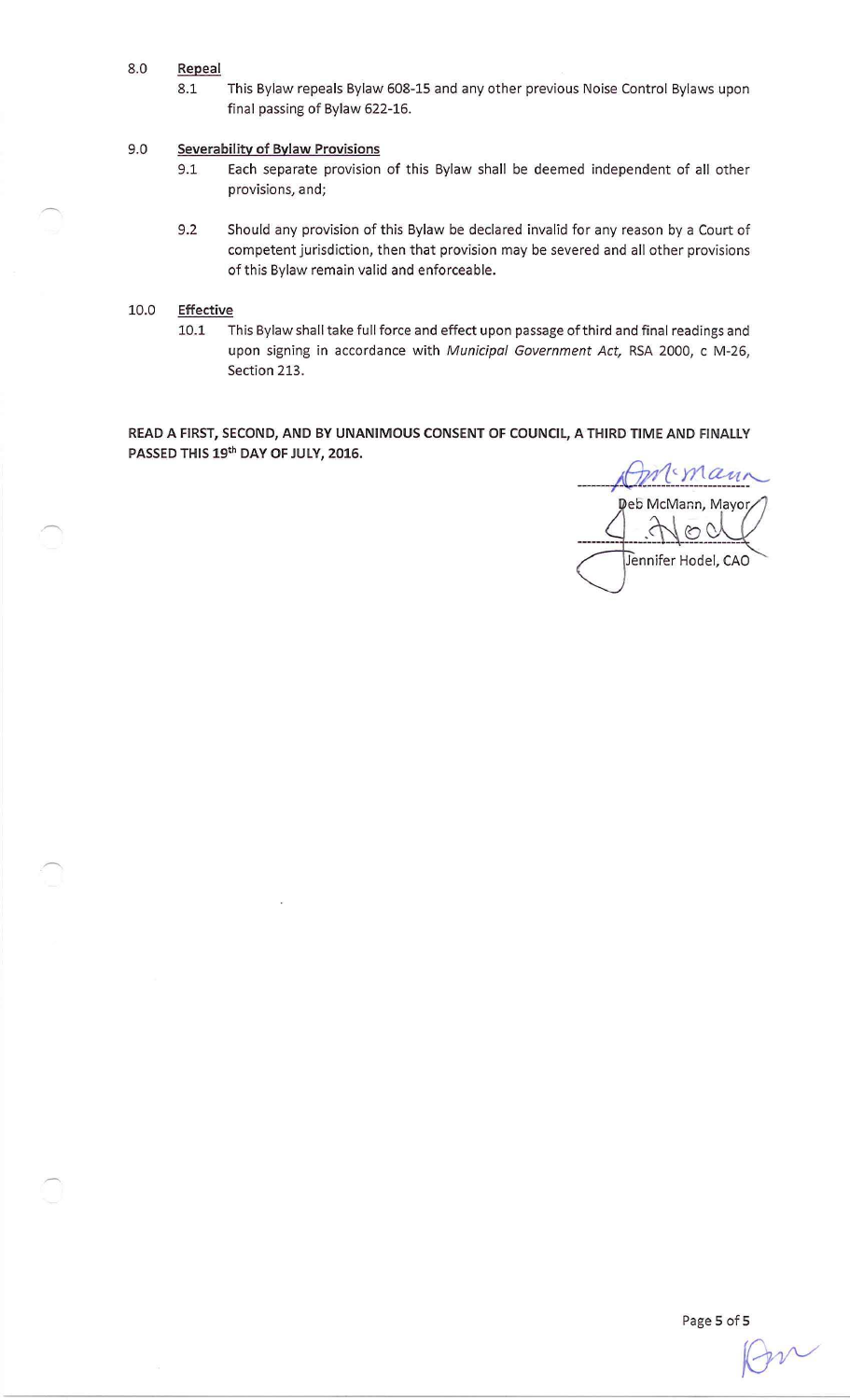8.0 **Repeal**

8.1 This Bylaw repeals Bylaw 608-15 and any other previous Noise Control Bylaws upon final passing of Bylaw 622-16.

9.0 **Severability of Bylaw Provisions**

9.1 Each separate provision of this Bylaw shall be deemed independent of all other provisions, and;

9.2 Should any provision of this Bylaw be declared invalid for any reason by a Court of competent jurisdiction, then that provision may be severed and all other provisions of this Bylaw remain valid and enforceable.

10.0 **Effective**

10.1 This Bylaw shall take full force and effect upon passage of third and final readings and upon signing in accordance with *Municipal Government Act*, RSA 2000, c M-26, Section 213.

**READ A FIRST, SECOND, AND BY UNANIMOUS CONSENT OF COUNCIL, A THIRD TIME AND FINALLY PASSED THIS 19th DAY OF JULY, 2016.**

Deb McMann, Mayor

Jennifer Hodel, CAO